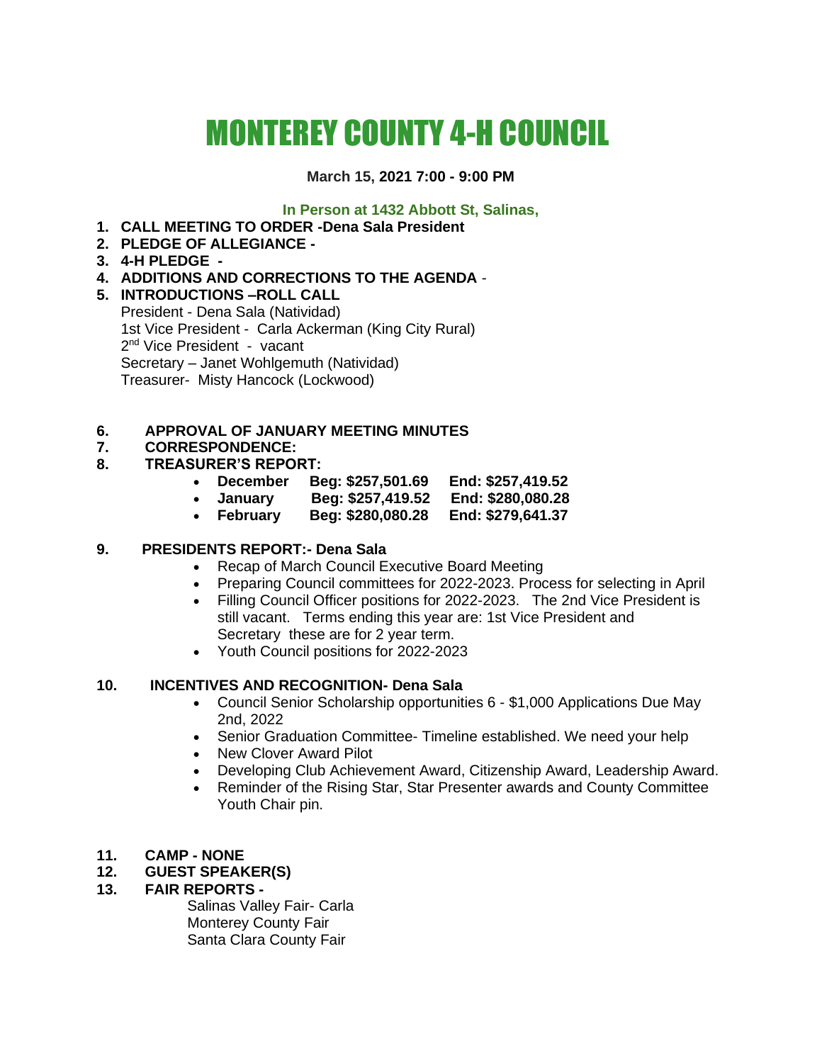# MONTEREY COUNTY 4-H COUNCIL

**March 15, 2021 7:00 - 9:00 PM**

**In Person at 1432 Abbott St, Salinas,**

1. **CALL MEETING TO ORDER -Dena Sala President**
2. **PLEDGE OF ALLEGIANCE -**
3. **4-H PLEDGE -**
4. **ADDITIONS AND CORRECTIONS TO THE AGENDA** -
5. **INTRODUCTIONS –ROLL CALL**
   President - Dena Sala (Natividad)
   1st Vice President - Carla Ackerman (King City Rural)
   2nd Vice President - vacant
   Secretary – Janet Wohlgemuth (Natividad)
   Treasurer- Misty Hancock (Lockwood)

6. **APPROVAL OF JANUARY MEETING MINUTES**
7. **CORRESPONDENCE:**
8. **TREASURER'S REPORT:**
   - **December Beg: $257,501.69 End: $257,419.52**
   - **January Beg: $257,419.52 End: $280,080.28**
   - **February Beg: $280,080.28 End: $279,641.37**

9. **PRESIDENTS REPORT:- Dena Sala**
   - Recap of March Council Executive Board Meeting
   - Preparing Council committees for 2022-2023. Process for selecting in April
   - Filling Council Officer positions for 2022-2023. The 2nd Vice President is still vacant. Terms ending this year are: 1st Vice President and Secretary these are for 2 year term.
   - Youth Council positions for 2022-2023

10. **INCENTIVES AND RECOGNITION- Dena Sala**
    - Council Senior Scholarship opportunities 6 - $1,000 Applications Due May 2nd, 2022
    - Senior Graduation Committee- Timeline established. We need your help
    - New Clover Award Pilot
    - Developing Club Achievement Award, Citizenship Award, Leadership Award.
    - Reminder of the Rising Star, Star Presenter awards and County Committee Youth Chair pin.

11. **CAMP - NONE**
12. **GUEST SPEAKER(S)**
13. **FAIR REPORTS -**
    Salinas Valley Fair- Carla
    Monterey County Fair
    Santa Clara County Fair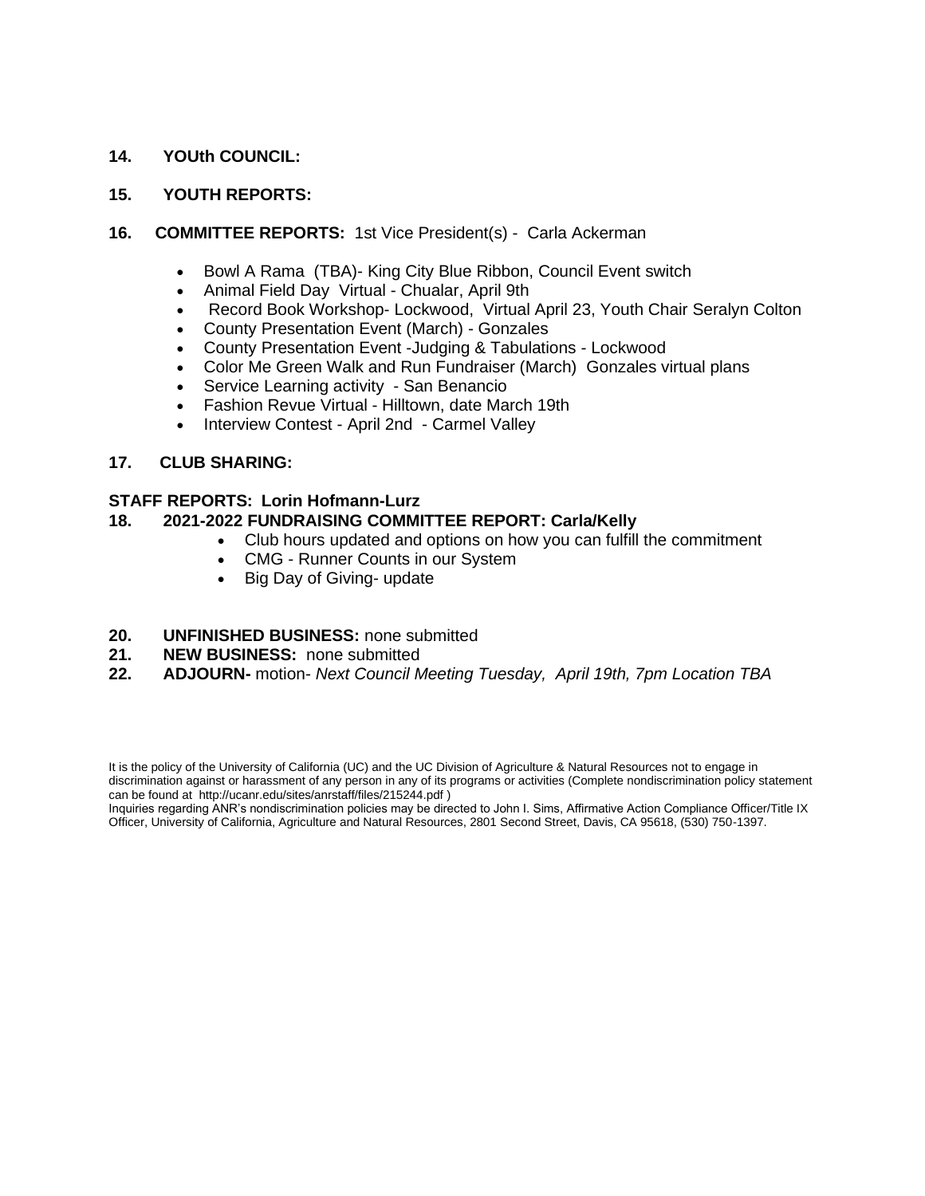**14. YOUth COUNCIL:**

**15. YOUTH REPORTS:**

**16. COMMITTEE REPORTS:** 1st Vice President(s) - Carla Ackerman

- Bowl A Rama (TBA)- King City Blue Ribbon, Council Event switch
- Animal Field Day Virtual - Chualar, April 9th
- Record Book Workshop- Lockwood, Virtual April 23, Youth Chair Seralyn Colton
- County Presentation Event (March) - Gonzales
- County Presentation Event -Judging & Tabulations - Lockwood
- Color Me Green Walk and Run Fundraiser (March) Gonzales virtual plans
- Service Learning activity - San Benancio
- Fashion Revue Virtual - Hilltown, date March 19th
- Interview Contest - April 2nd - Carmel Valley

**17. CLUB SHARING:**

**STAFF REPORTS: Lorin Hofmann-Lurz**

**18. 2021-2022 FUNDRAISING COMMITTEE REPORT: Carla/Kelly**

- Club hours updated and options on how you can fulfill the commitment
- CMG - Runner Counts in our System
- Big Day of Giving- update

**20. UNFINISHED BUSINESS:** none submitted

**21. NEW BUSINESS:** none submitted

**22. ADJOURN-** motion- *Next Council Meeting Tuesday, April 19th, 7pm Location TBA*

It is the policy of the University of California (UC) and the UC Division of Agriculture & Natural Resources not to engage in discrimination against or harassment of any person in any of its programs or activities (Complete nondiscrimination policy statement can be found at http://ucanr.edu/sites/anrstaff/files/215244.pdf )
Inquiries regarding ANR's nondiscrimination policies may be directed to John I. Sims, Affirmative Action Compliance Officer/Title IX Officer, University of California, Agriculture and Natural Resources, 2801 Second Street, Davis, CA 95618, (530) 750-1397.